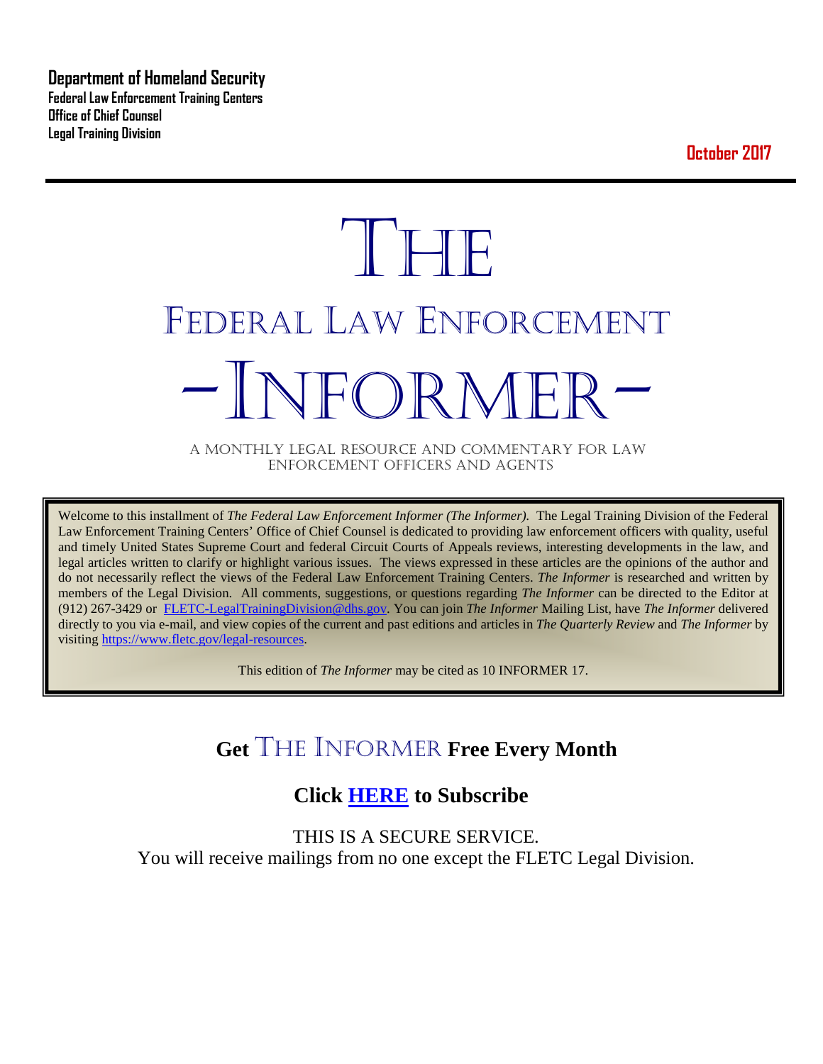**Department of Homeland Security**
**Federal Law Enforcement Training Centers**
**Office of Chief Counsel**
**Legal Training Division**

**October 2017**

# THE
# FEDERAL LAW ENFORCEMENT
# -INFORMER-

A MONTHLY LEGAL RESOURCE AND COMMENTARY FOR LAW ENFORCEMENT OFFICERS AND AGENTS

Welcome to this installment of *The Federal Law Enforcement Informer (The Informer).* The Legal Training Division of the Federal Law Enforcement Training Centers' Office of Chief Counsel is dedicated to providing law enforcement officers with quality, useful and timely United States Supreme Court and federal Circuit Courts of Appeals reviews, interesting developments in the law, and legal articles written to clarify or highlight various issues. The views expressed in these articles are the opinions of the author and do not necessarily reflect the views of the Federal Law Enforcement Training Centers. *The Informer* is researched and written by members of the Legal Division. All comments, suggestions, or questions regarding *The Informer* can be directed to the Editor at (912) 267-3429 or FLETC-LegalTrainingDivision@dhs.gov. You can join *The Informer* Mailing List, have *The Informer* delivered directly to you via e-mail, and view copies of the current and past editions and articles in *The Quarterly Review* and *The Informer* by visiting https://www.fletc.gov/legal-resources.

This edition of *The Informer* may be cited as 10 INFORMER 17.

## Get THE INFORMER Free Every Month

## Click HERE to Subscribe

THIS IS A SECURE SERVICE.
You will receive mailings from no one except the FLETC Legal Division.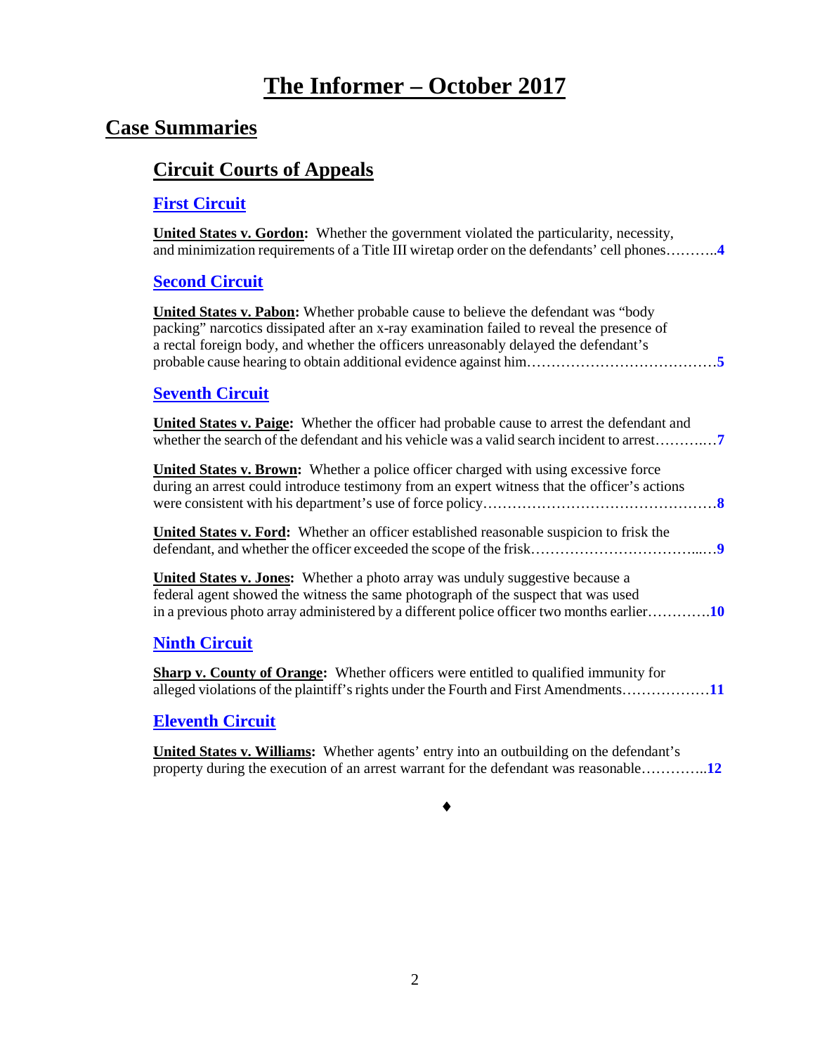# The Informer – October 2017

## Case Summaries

### Circuit Courts of Appeals

#### First Circuit

**United States v. Gordon:** Whether the government violated the particularity, necessity, and minimization requirements of a Title III wiretap order on the defendants' cell phones………..**4**

#### Second Circuit

**United States v. Pabon:** Whether probable cause to believe the defendant was "body packing" narcotics dissipated after an x-ray examination failed to reveal the presence of a rectal foreign body, and whether the officers unreasonably delayed the defendant's probable cause hearing to obtain additional evidence against him…………………………………**5**

#### Seventh Circuit

**United States v. Paige:** Whether the officer had probable cause to arrest the defendant and whether the search of the defendant and his vehicle was a valid search incident to arrest………..…**7**

**United States v. Brown:** Whether a police officer charged with using excessive force during an arrest could introduce testimony from an expert witness that the officer's actions were consistent with his department's use of force policy…………………………………………**8**

**United States v. Ford:** Whether an officer established reasonable suspicion to frisk the defendant, and whether the officer exceeded the scope of the frisk……………………………...…**9**

**United States v. Jones:** Whether a photo array was unduly suggestive because a federal agent showed the witness the same photograph of the suspect that was used in a previous photo array administered by a different police officer two months earlier………….**10**

#### Ninth Circuit

**Sharp v. County of Orange:** Whether officers were entitled to qualified immunity for alleged violations of the plaintiff's rights under the Fourth and First Amendments………………**11**

#### Eleventh Circuit

**United States v. Williams:** Whether agents' entry into an outbuilding on the defendant's property during the execution of an arrest warrant for the defendant was reasonable…………..**12**

♦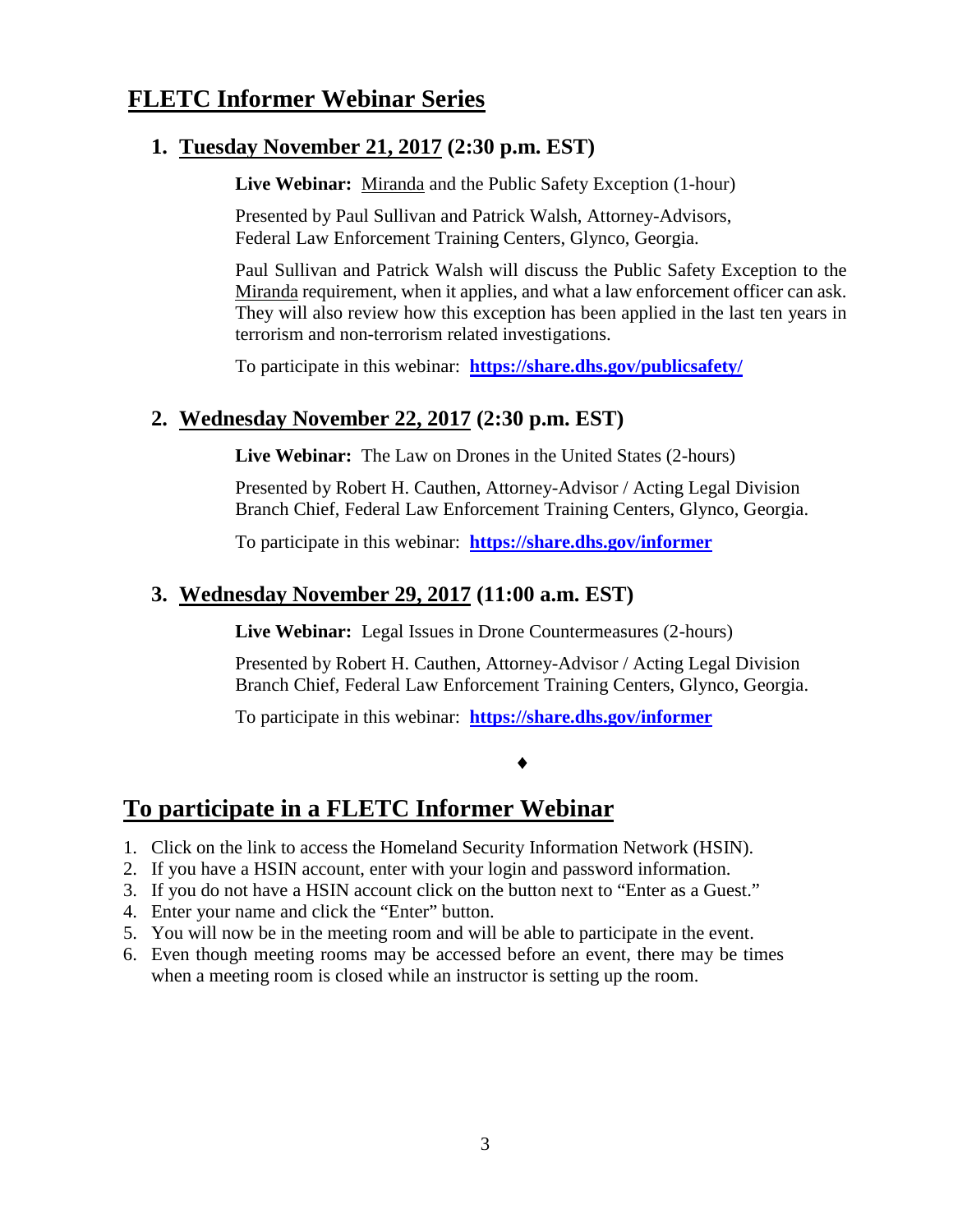## FLETC Informer Webinar Series

### 1. Tuesday November 21, 2017 (2:30 p.m. EST)

**Live Webinar:** Miranda and the Public Safety Exception (1-hour)

Presented by Paul Sullivan and Patrick Walsh, Attorney-Advisors, Federal Law Enforcement Training Centers, Glynco, Georgia.

Paul Sullivan and Patrick Walsh will discuss the Public Safety Exception to the Miranda requirement, when it applies, and what a law enforcement officer can ask. They will also review how this exception has been applied in the last ten years in terrorism and non-terrorism related investigations.

To participate in this webinar: **https://share.dhs.gov/publicsafety/**

### 2. Wednesday November 22, 2017 (2:30 p.m. EST)

**Live Webinar:** The Law on Drones in the United States (2-hours)

Presented by Robert H. Cauthen, Attorney-Advisor / Acting Legal Division Branch Chief, Federal Law Enforcement Training Centers, Glynco, Georgia.

To participate in this webinar: **https://share.dhs.gov/informer**

### 3. Wednesday November 29, 2017 (11:00 a.m. EST)

**Live Webinar:** Legal Issues in Drone Countermeasures (2-hours)

Presented by Robert H. Cauthen, Attorney-Advisor / Acting Legal Division Branch Chief, Federal Law Enforcement Training Centers, Glynco, Georgia.

To participate in this webinar: **https://share.dhs.gov/informer**

♦

## To participate in a FLETC Informer Webinar

1. Click on the link to access the Homeland Security Information Network (HSIN).
2. If you have a HSIN account, enter with your login and password information.
3. If you do not have a HSIN account click on the button next to "Enter as a Guest."
4. Enter your name and click the "Enter" button.
5. You will now be in the meeting room and will be able to participate in the event.
6. Even though meeting rooms may be accessed before an event, there may be times when a meeting room is closed while an instructor is setting up the room.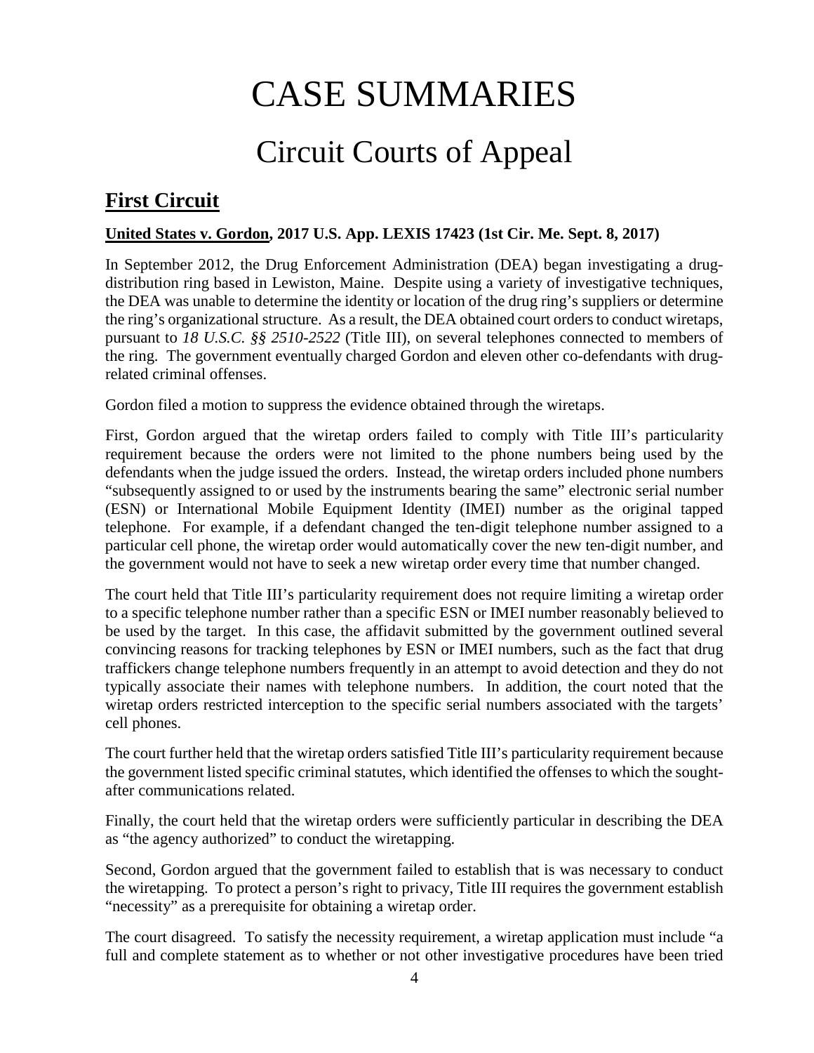# CASE SUMMARIES

## Circuit Courts of Appeal

### First Circuit

**United States v. Gordon, 2017 U.S. App. LEXIS 17423 (1st Cir. Me. Sept. 8, 2017)**

In September 2012, the Drug Enforcement Administration (DEA) began investigating a drug-distribution ring based in Lewiston, Maine. Despite using a variety of investigative techniques, the DEA was unable to determine the identity or location of the drug ring's suppliers or determine the ring's organizational structure. As a result, the DEA obtained court orders to conduct wiretaps, pursuant to *18 U.S.C. §§ 2510-2522* (Title III), on several telephones connected to members of the ring. The government eventually charged Gordon and eleven other co-defendants with drug-related criminal offenses.

Gordon filed a motion to suppress the evidence obtained through the wiretaps.

First, Gordon argued that the wiretap orders failed to comply with Title III's particularity requirement because the orders were not limited to the phone numbers being used by the defendants when the judge issued the orders. Instead, the wiretap orders included phone numbers "subsequently assigned to or used by the instruments bearing the same" electronic serial number (ESN) or International Mobile Equipment Identity (IMEI) number as the original tapped telephone. For example, if a defendant changed the ten-digit telephone number assigned to a particular cell phone, the wiretap order would automatically cover the new ten-digit number, and the government would not have to seek a new wiretap order every time that number changed.

The court held that Title III's particularity requirement does not require limiting a wiretap order to a specific telephone number rather than a specific ESN or IMEI number reasonably believed to be used by the target. In this case, the affidavit submitted by the government outlined several convincing reasons for tracking telephones by ESN or IMEI numbers, such as the fact that drug traffickers change telephone numbers frequently in an attempt to avoid detection and they do not typically associate their names with telephone numbers. In addition, the court noted that the wiretap orders restricted interception to the specific serial numbers associated with the targets' cell phones.

The court further held that the wiretap orders satisfied Title III's particularity requirement because the government listed specific criminal statutes, which identified the offenses to which the sought-after communications related.

Finally, the court held that the wiretap orders were sufficiently particular in describing the DEA as "the agency authorized" to conduct the wiretapping.

Second, Gordon argued that the government failed to establish that is was necessary to conduct the wiretapping. To protect a person's right to privacy, Title III requires the government establish "necessity" as a prerequisite for obtaining a wiretap order.

The court disagreed. To satisfy the necessity requirement, a wiretap application must include "a full and complete statement as to whether or not other investigative procedures have been tried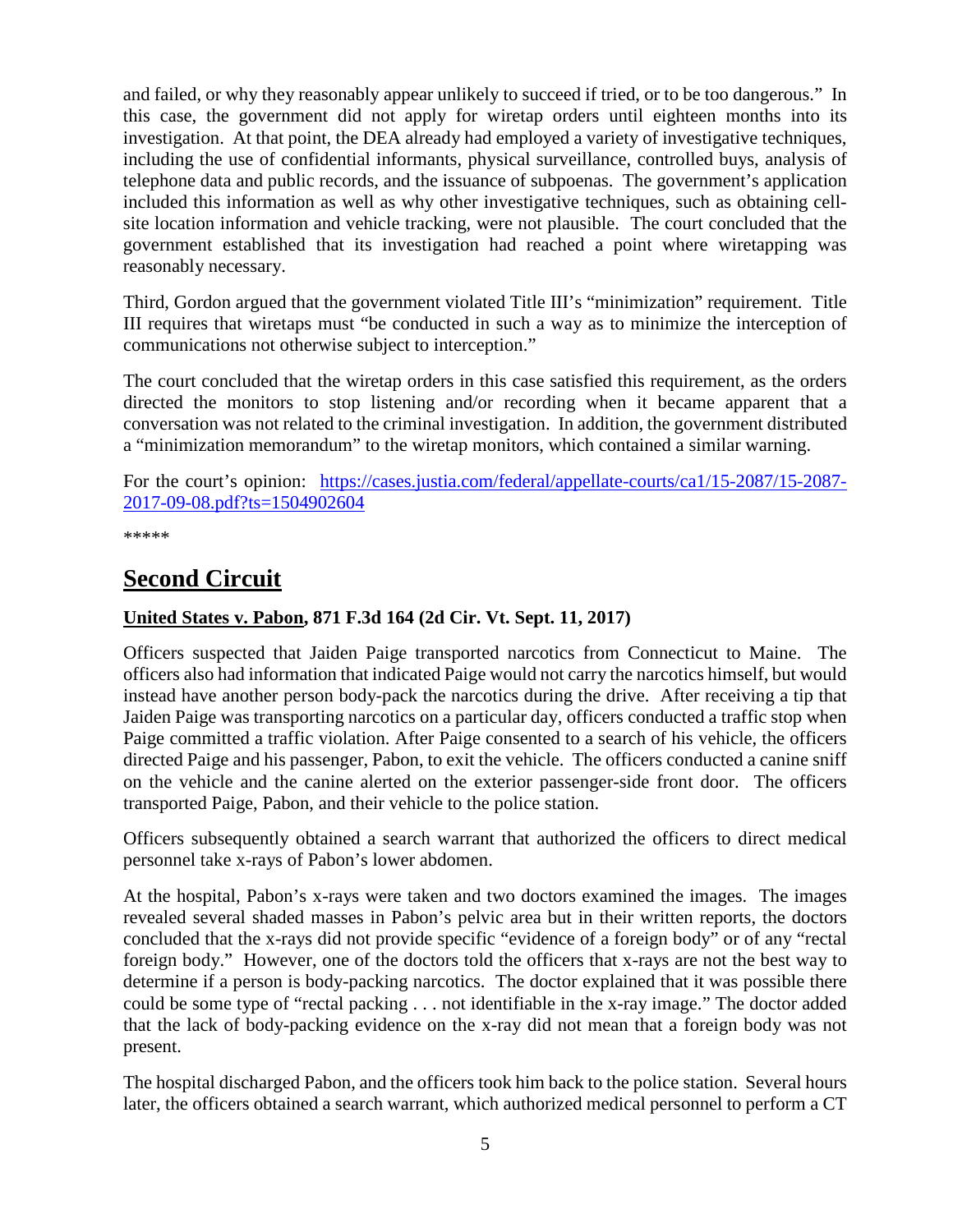and failed, or why they reasonably appear unlikely to succeed if tried, or to be too dangerous." In this case, the government did not apply for wiretap orders until eighteen months into its investigation. At that point, the DEA already had employed a variety of investigative techniques, including the use of confidential informants, physical surveillance, controlled buys, analysis of telephone data and public records, and the issuance of subpoenas. The government's application included this information as well as why other investigative techniques, such as obtaining cell-site location information and vehicle tracking, were not plausible. The court concluded that the government established that its investigation had reached a point where wiretapping was reasonably necessary.

Third, Gordon argued that the government violated Title III's "minimization" requirement. Title III requires that wiretaps must "be conducted in such a way as to minimize the interception of communications not otherwise subject to interception."

The court concluded that the wiretap orders in this case satisfied this requirement, as the orders directed the monitors to stop listening and/or recording when it became apparent that a conversation was not related to the criminal investigation. In addition, the government distributed a "minimization memorandum" to the wiretap monitors, which contained a similar warning.

For the court's opinion: [https://cases.justia.com/federal/appellate-courts/ca1/15-2087/15-2087-2017-09-08.pdf?ts=1504902604](https://cases.justia.com/federal/appellate-courts/ca1/15-2087/15-2087-2017-09-08.pdf?ts=1504902604)

*****

# Second Circuit

### United States v. Pabon, 871 F.3d 164 (2d Cir. Vt. Sept. 11, 2017)

Officers suspected that Jaiden Paige transported narcotics from Connecticut to Maine. The officers also had information that indicated Paige would not carry the narcotics himself, but would instead have another person body-pack the narcotics during the drive. After receiving a tip that Jaiden Paige was transporting narcotics on a particular day, officers conducted a traffic stop when Paige committed a traffic violation. After Paige consented to a search of his vehicle, the officers directed Paige and his passenger, Pabon, to exit the vehicle. The officers conducted a canine sniff on the vehicle and the canine alerted on the exterior passenger-side front door. The officers transported Paige, Pabon, and their vehicle to the police station.

Officers subsequently obtained a search warrant that authorized the officers to direct medical personnel take x-rays of Pabon's lower abdomen.

At the hospital, Pabon's x-rays were taken and two doctors examined the images. The images revealed several shaded masses in Pabon's pelvic area but in their written reports, the doctors concluded that the x-rays did not provide specific "evidence of a foreign body" or of any "rectal foreign body." However, one of the doctors told the officers that x-rays are not the best way to determine if a person is body-packing narcotics. The doctor explained that it was possible there could be some type of "rectal packing . . . not identifiable in the x-ray image." The doctor added that the lack of body-packing evidence on the x-ray did not mean that a foreign body was not present.

The hospital discharged Pabon, and the officers took him back to the police station. Several hours later, the officers obtained a search warrant, which authorized medical personnel to perform a CT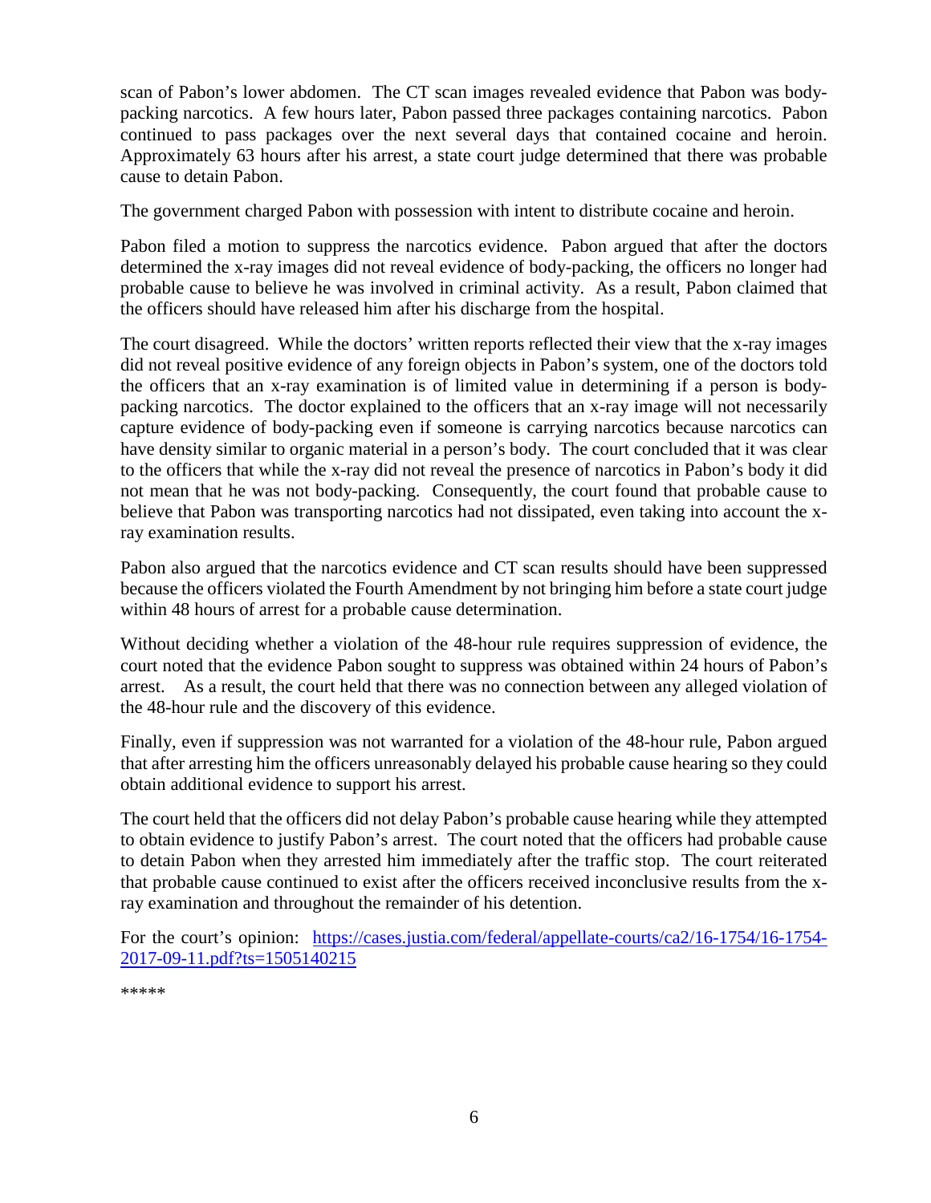scan of Pabon's lower abdomen. The CT scan images revealed evidence that Pabon was body-packing narcotics. A few hours later, Pabon passed three packages containing narcotics. Pabon continued to pass packages over the next several days that contained cocaine and heroin. Approximately 63 hours after his arrest, a state court judge determined that there was probable cause to detain Pabon.

The government charged Pabon with possession with intent to distribute cocaine and heroin.

Pabon filed a motion to suppress the narcotics evidence. Pabon argued that after the doctors determined the x-ray images did not reveal evidence of body-packing, the officers no longer had probable cause to believe he was involved in criminal activity. As a result, Pabon claimed that the officers should have released him after his discharge from the hospital.

The court disagreed. While the doctors' written reports reflected their view that the x-ray images did not reveal positive evidence of any foreign objects in Pabon's system, one of the doctors told the officers that an x-ray examination is of limited value in determining if a person is body-packing narcotics. The doctor explained to the officers that an x-ray image will not necessarily capture evidence of body-packing even if someone is carrying narcotics because narcotics can have density similar to organic material in a person's body. The court concluded that it was clear to the officers that while the x-ray did not reveal the presence of narcotics in Pabon's body it did not mean that he was not body-packing. Consequently, the court found that probable cause to believe that Pabon was transporting narcotics had not dissipated, even taking into account the x-ray examination results.

Pabon also argued that the narcotics evidence and CT scan results should have been suppressed because the officers violated the Fourth Amendment by not bringing him before a state court judge within 48 hours of arrest for a probable cause determination.

Without deciding whether a violation of the 48-hour rule requires suppression of evidence, the court noted that the evidence Pabon sought to suppress was obtained within 24 hours of Pabon's arrest. As a result, the court held that there was no connection between any alleged violation of the 48-hour rule and the discovery of this evidence.

Finally, even if suppression was not warranted for a violation of the 48-hour rule, Pabon argued that after arresting him the officers unreasonably delayed his probable cause hearing so they could obtain additional evidence to support his arrest.

The court held that the officers did not delay Pabon's probable cause hearing while they attempted to obtain evidence to justify Pabon's arrest. The court noted that the officers had probable cause to detain Pabon when they arrested him immediately after the traffic stop. The court reiterated that probable cause continued to exist after the officers received inconclusive results from the x-ray examination and throughout the remainder of his detention.

For the court's opinion: [https://cases.justia.com/federal/appellate-courts/ca2/16-1754/16-1754-2017-09-11.pdf?ts=1505140215](https://cases.justia.com/federal/appellate-courts/ca2/16-1754/16-1754-2017-09-11.pdf?ts=1505140215)

*****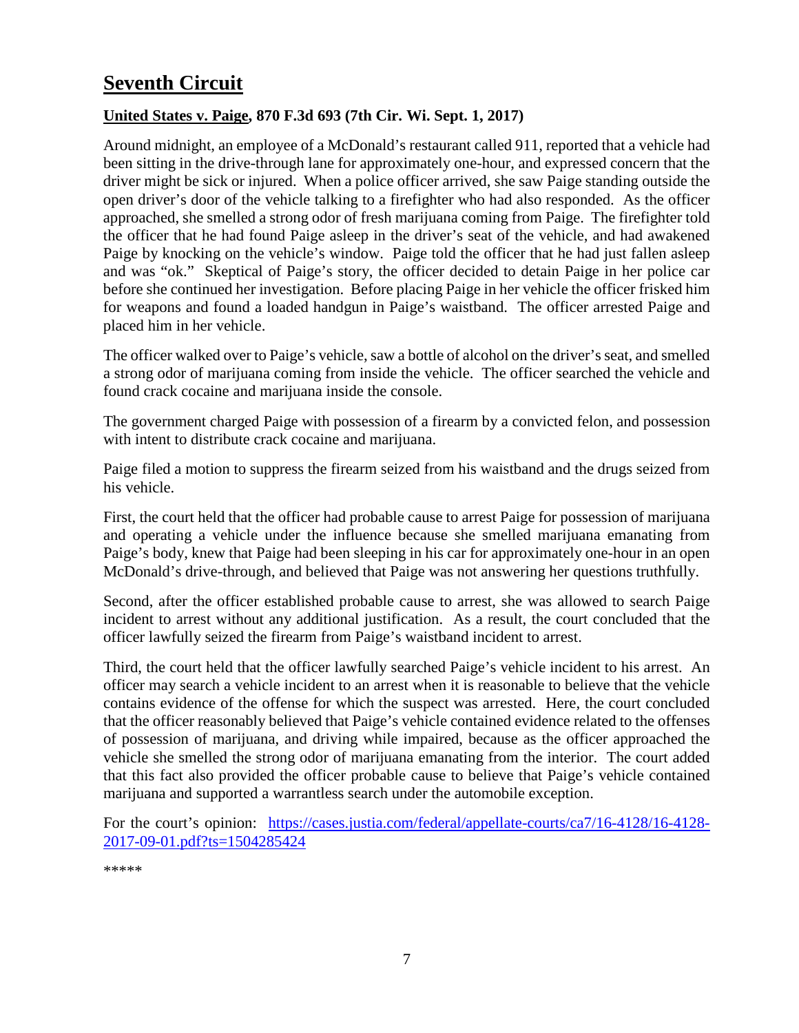# Seventh Circuit

### United States v. Paige, 870 F.3d 693 (7th Cir. Wi. Sept. 1, 2017)

Around midnight, an employee of a McDonald's restaurant called 911, reported that a vehicle had been sitting in the drive-through lane for approximately one-hour, and expressed concern that the driver might be sick or injured. When a police officer arrived, she saw Paige standing outside the open driver's door of the vehicle talking to a firefighter who had also responded. As the officer approached, she smelled a strong odor of fresh marijuana coming from Paige. The firefighter told the officer that he had found Paige asleep in the driver's seat of the vehicle, and had awakened Paige by knocking on the vehicle's window. Paige told the officer that he had just fallen asleep and was "ok." Skeptical of Paige's story, the officer decided to detain Paige in her police car before she continued her investigation. Before placing Paige in her vehicle the officer frisked him for weapons and found a loaded handgun in Paige's waistband. The officer arrested Paige and placed him in her vehicle.

The officer walked over to Paige's vehicle, saw a bottle of alcohol on the driver's seat, and smelled a strong odor of marijuana coming from inside the vehicle. The officer searched the vehicle and found crack cocaine and marijuana inside the console.

The government charged Paige with possession of a firearm by a convicted felon, and possession with intent to distribute crack cocaine and marijuana.

Paige filed a motion to suppress the firearm seized from his waistband and the drugs seized from his vehicle.

First, the court held that the officer had probable cause to arrest Paige for possession of marijuana and operating a vehicle under the influence because she smelled marijuana emanating from Paige's body, knew that Paige had been sleeping in his car for approximately one-hour in an open McDonald's drive-through, and believed that Paige was not answering her questions truthfully.

Second, after the officer established probable cause to arrest, she was allowed to search Paige incident to arrest without any additional justification. As a result, the court concluded that the officer lawfully seized the firearm from Paige's waistband incident to arrest.

Third, the court held that the officer lawfully searched Paige's vehicle incident to his arrest. An officer may search a vehicle incident to an arrest when it is reasonable to believe that the vehicle contains evidence of the offense for which the suspect was arrested. Here, the court concluded that the officer reasonably believed that Paige's vehicle contained evidence related to the offenses of possession of marijuana, and driving while impaired, because as the officer approached the vehicle she smelled the strong odor of marijuana emanating from the interior. The court added that this fact also provided the officer probable cause to believe that Paige's vehicle contained marijuana and supported a warrantless search under the automobile exception.

For the court's opinion: https://cases.justia.com/federal/appellate-courts/ca7/16-4128/16-4128-2017-09-01.pdf?ts=1504285424

*****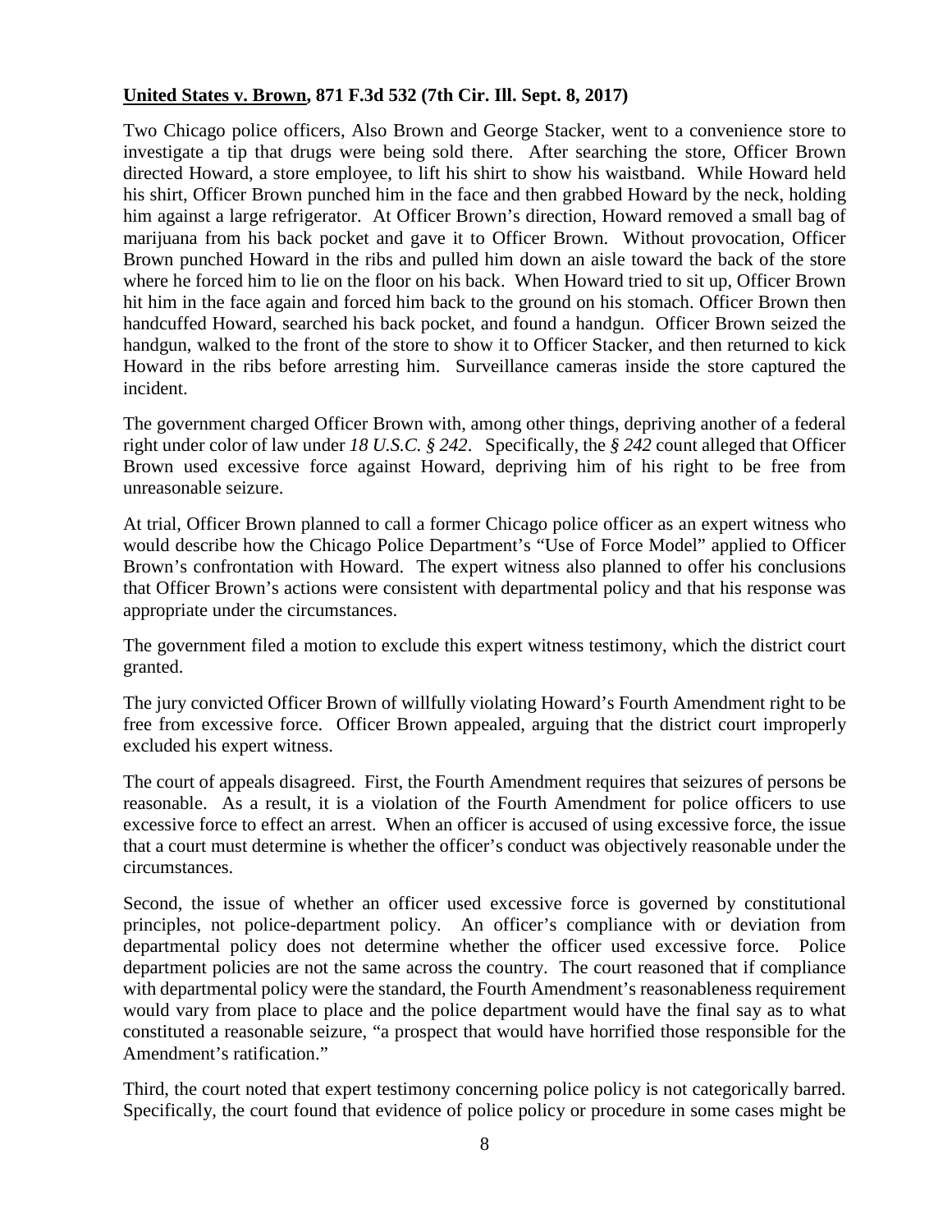**United States v. Brown, 871 F.3d 532 (7th Cir. Ill. Sept. 8, 2017)**

Two Chicago police officers, Also Brown and George Stacker, went to a convenience store to investigate a tip that drugs were being sold there. After searching the store, Officer Brown directed Howard, a store employee, to lift his shirt to show his waistband. While Howard held his shirt, Officer Brown punched him in the face and then grabbed Howard by the neck, holding him against a large refrigerator. At Officer Brown's direction, Howard removed a small bag of marijuana from his back pocket and gave it to Officer Brown. Without provocation, Officer Brown punched Howard in the ribs and pulled him down an aisle toward the back of the store where he forced him to lie on the floor on his back. When Howard tried to sit up, Officer Brown hit him in the face again and forced him back to the ground on his stomach. Officer Brown then handcuffed Howard, searched his back pocket, and found a handgun. Officer Brown seized the handgun, walked to the front of the store to show it to Officer Stacker, and then returned to kick Howard in the ribs before arresting him. Surveillance cameras inside the store captured the incident.

The government charged Officer Brown with, among other things, depriving another of a federal right under color of law under *18 U.S.C. § 242*. Specifically, the *§ 242* count alleged that Officer Brown used excessive force against Howard, depriving him of his right to be free from unreasonable seizure.

At trial, Officer Brown planned to call a former Chicago police officer as an expert witness who would describe how the Chicago Police Department's "Use of Force Model" applied to Officer Brown's confrontation with Howard. The expert witness also planned to offer his conclusions that Officer Brown's actions were consistent with departmental policy and that his response was appropriate under the circumstances.

The government filed a motion to exclude this expert witness testimony, which the district court granted.

The jury convicted Officer Brown of willfully violating Howard's Fourth Amendment right to be free from excessive force. Officer Brown appealed, arguing that the district court improperly excluded his expert witness.

The court of appeals disagreed. First, the Fourth Amendment requires that seizures of persons be reasonable. As a result, it is a violation of the Fourth Amendment for police officers to use excessive force to effect an arrest. When an officer is accused of using excessive force, the issue that a court must determine is whether the officer's conduct was objectively reasonable under the circumstances.

Second, the issue of whether an officer used excessive force is governed by constitutional principles, not police-department policy. An officer's compliance with or deviation from departmental policy does not determine whether the officer used excessive force. Police department policies are not the same across the country. The court reasoned that if compliance with departmental policy were the standard, the Fourth Amendment's reasonableness requirement would vary from place to place and the police department would have the final say as to what constituted a reasonable seizure, "a prospect that would have horrified those responsible for the Amendment's ratification."

Third, the court noted that expert testimony concerning police policy is not categorically barred. Specifically, the court found that evidence of police policy or procedure in some cases might be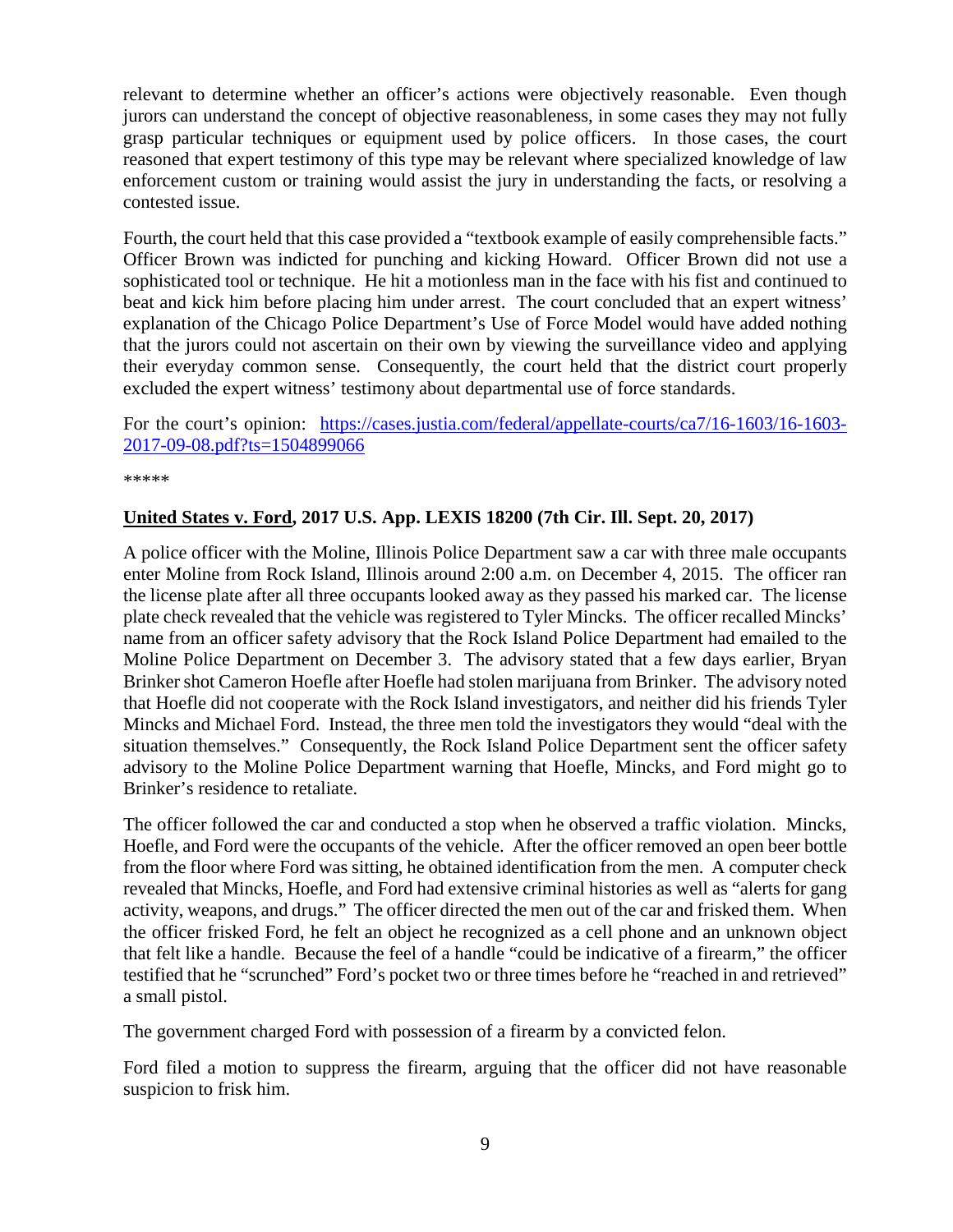relevant to determine whether an officer's actions were objectively reasonable. Even though jurors can understand the concept of objective reasonableness, in some cases they may not fully grasp particular techniques or equipment used by police officers. In those cases, the court reasoned that expert testimony of this type may be relevant where specialized knowledge of law enforcement custom or training would assist the jury in understanding the facts, or resolving a contested issue.

Fourth, the court held that this case provided a "textbook example of easily comprehensible facts." Officer Brown was indicted for punching and kicking Howard. Officer Brown did not use a sophisticated tool or technique. He hit a motionless man in the face with his fist and continued to beat and kick him before placing him under arrest. The court concluded that an expert witness' explanation of the Chicago Police Department's Use of Force Model would have added nothing that the jurors could not ascertain on their own by viewing the surveillance video and applying their everyday common sense. Consequently, the court held that the district court properly excluded the expert witness' testimony about departmental use of force standards.

For the court's opinion: [https://cases.justia.com/federal/appellate-courts/ca7/16-1603/16-1603-2017-09-08.pdf?ts=1504899066](https://cases.justia.com/federal/appellate-courts/ca7/16-1603/16-1603-2017-09-08.pdf?ts=1504899066)

*****

**United States v. Ford, 2017 U.S. App. LEXIS 18200 (7th Cir. Ill. Sept. 20, 2017)**

A police officer with the Moline, Illinois Police Department saw a car with three male occupants enter Moline from Rock Island, Illinois around 2:00 a.m. on December 4, 2015. The officer ran the license plate after all three occupants looked away as they passed his marked car. The license plate check revealed that the vehicle was registered to Tyler Mincks. The officer recalled Mincks' name from an officer safety advisory that the Rock Island Police Department had emailed to the Moline Police Department on December 3. The advisory stated that a few days earlier, Bryan Brinker shot Cameron Hoefle after Hoefle had stolen marijuana from Brinker. The advisory noted that Hoefle did not cooperate with the Rock Island investigators, and neither did his friends Tyler Mincks and Michael Ford. Instead, the three men told the investigators they would "deal with the situation themselves." Consequently, the Rock Island Police Department sent the officer safety advisory to the Moline Police Department warning that Hoefle, Mincks, and Ford might go to Brinker's residence to retaliate.

The officer followed the car and conducted a stop when he observed a traffic violation. Mincks, Hoefle, and Ford were the occupants of the vehicle. After the officer removed an open beer bottle from the floor where Ford was sitting, he obtained identification from the men. A computer check revealed that Mincks, Hoefle, and Ford had extensive criminal histories as well as "alerts for gang activity, weapons, and drugs." The officer directed the men out of the car and frisked them. When the officer frisked Ford, he felt an object he recognized as a cell phone and an unknown object that felt like a handle. Because the feel of a handle "could be indicative of a firearm," the officer testified that he "scrunched" Ford's pocket two or three times before he "reached in and retrieved" a small pistol.

The government charged Ford with possession of a firearm by a convicted felon.

Ford filed a motion to suppress the firearm, arguing that the officer did not have reasonable suspicion to frisk him.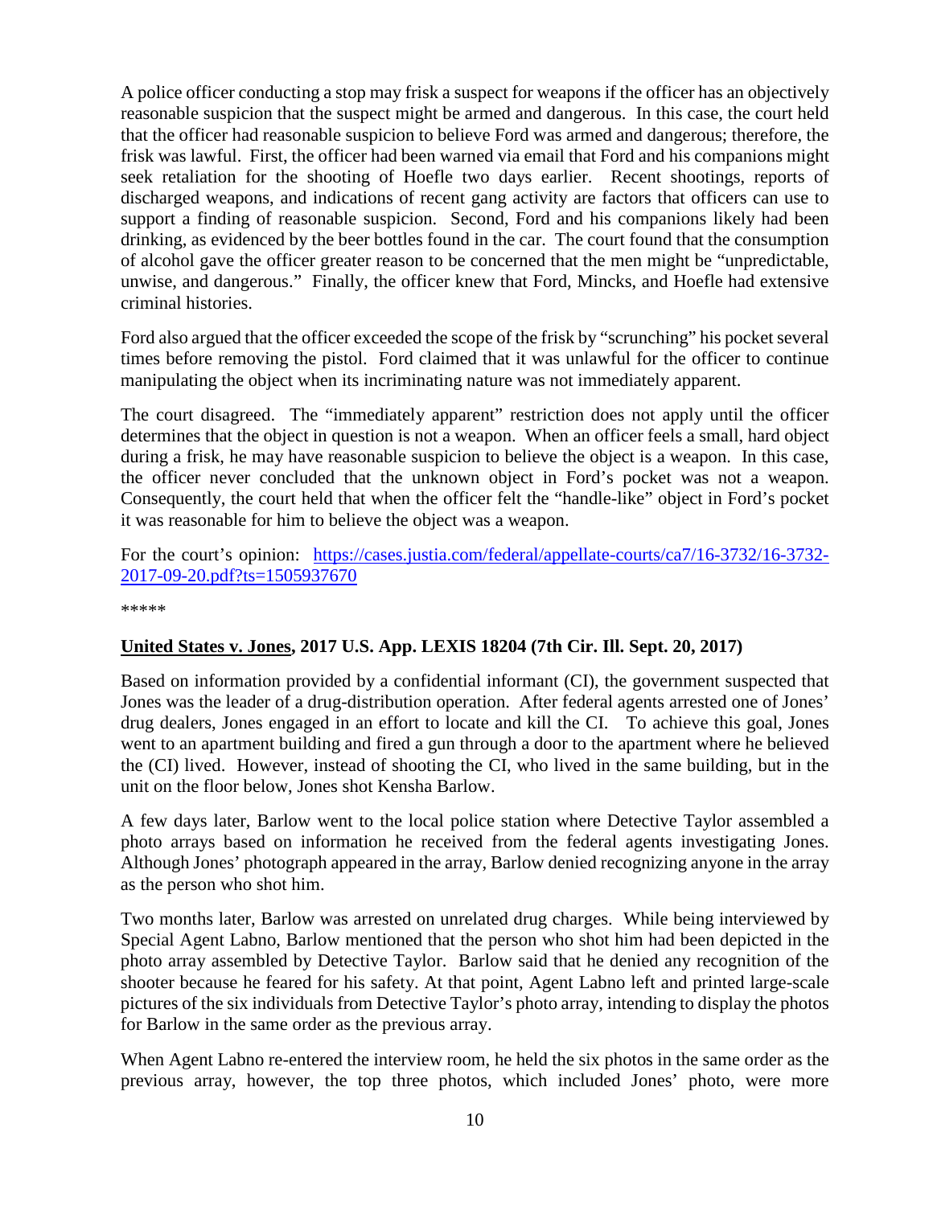A police officer conducting a stop may frisk a suspect for weapons if the officer has an objectively reasonable suspicion that the suspect might be armed and dangerous. In this case, the court held that the officer had reasonable suspicion to believe Ford was armed and dangerous; therefore, the frisk was lawful. First, the officer had been warned via email that Ford and his companions might seek retaliation for the shooting of Hoefle two days earlier. Recent shootings, reports of discharged weapons, and indications of recent gang activity are factors that officers can use to support a finding of reasonable suspicion. Second, Ford and his companions likely had been drinking, as evidenced by the beer bottles found in the car. The court found that the consumption of alcohol gave the officer greater reason to be concerned that the men might be "unpredictable, unwise, and dangerous." Finally, the officer knew that Ford, Mincks, and Hoefle had extensive criminal histories.

Ford also argued that the officer exceeded the scope of the frisk by "scrunching" his pocket several times before removing the pistol. Ford claimed that it was unlawful for the officer to continue manipulating the object when its incriminating nature was not immediately apparent.

The court disagreed. The "immediately apparent" restriction does not apply until the officer determines that the object in question is not a weapon. When an officer feels a small, hard object during a frisk, he may have reasonable suspicion to believe the object is a weapon. In this case, the officer never concluded that the unknown object in Ford's pocket was not a weapon. Consequently, the court held that when the officer felt the "handle-like" object in Ford's pocket it was reasonable for him to believe the object was a weapon.

For the court's opinion: [https://cases.justia.com/federal/appellate-courts/ca7/16-3732/16-3732-2017-09-20.pdf?ts=1505937670](https://cases.justia.com/federal/appellate-courts/ca7/16-3732/16-3732-2017-09-20.pdf?ts=1505937670)

*****

**United States v. Jones, 2017 U.S. App. LEXIS 18204 (7th Cir. Ill. Sept. 20, 2017)**

Based on information provided by a confidential informant (CI), the government suspected that Jones was the leader of a drug-distribution operation. After federal agents arrested one of Jones' drug dealers, Jones engaged in an effort to locate and kill the CI. To achieve this goal, Jones went to an apartment building and fired a gun through a door to the apartment where he believed the (CI) lived. However, instead of shooting the CI, who lived in the same building, but in the unit on the floor below, Jones shot Kensha Barlow.

A few days later, Barlow went to the local police station where Detective Taylor assembled a photo arrays based on information he received from the federal agents investigating Jones. Although Jones' photograph appeared in the array, Barlow denied recognizing anyone in the array as the person who shot him.

Two months later, Barlow was arrested on unrelated drug charges. While being interviewed by Special Agent Labno, Barlow mentioned that the person who shot him had been depicted in the photo array assembled by Detective Taylor. Barlow said that he denied any recognition of the shooter because he feared for his safety. At that point, Agent Labno left and printed large-scale pictures of the six individuals from Detective Taylor's photo array, intending to display the photos for Barlow in the same order as the previous array.

When Agent Labno re-entered the interview room, he held the six photos in the same order as the previous array, however, the top three photos, which included Jones' photo, were more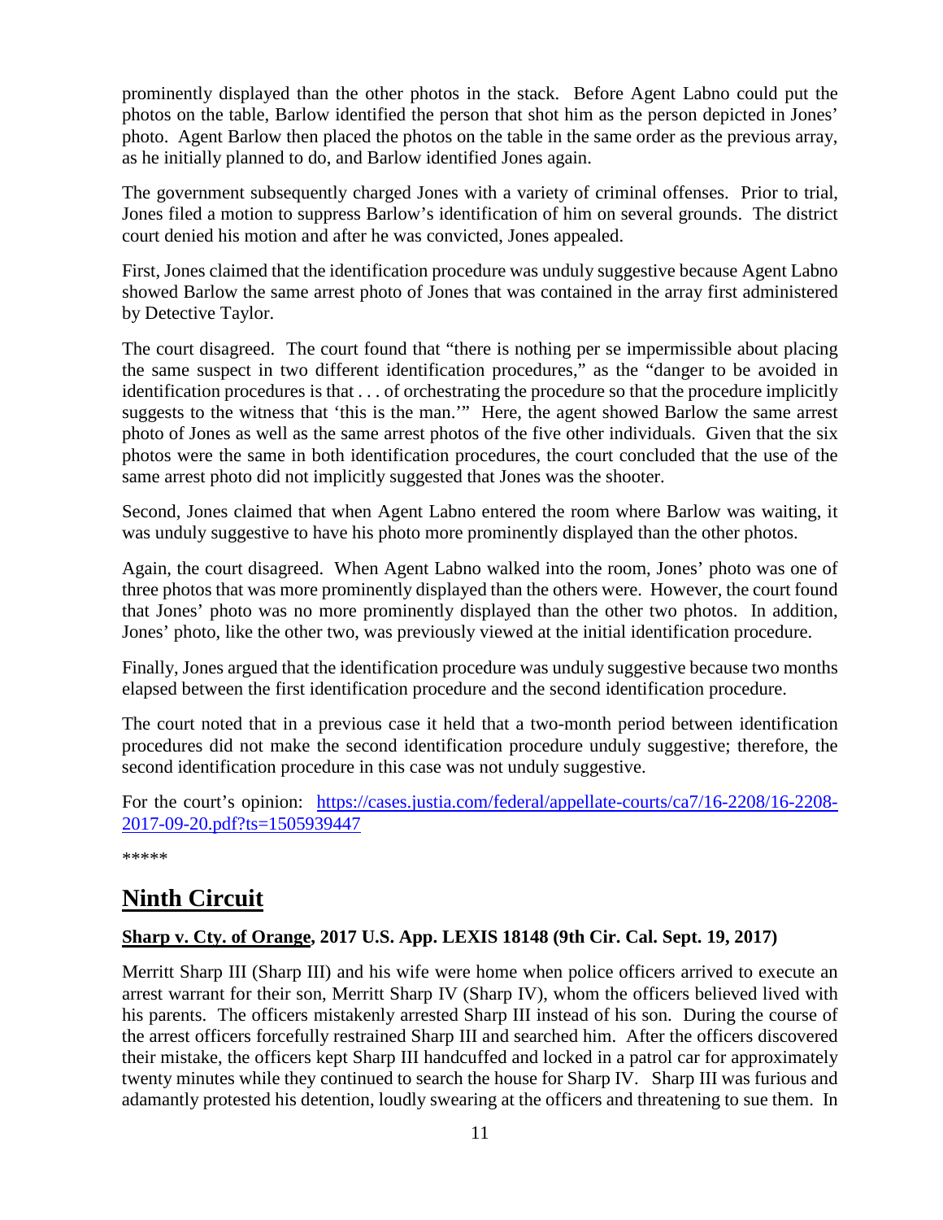prominently displayed than the other photos in the stack. Before Agent Labno could put the photos on the table, Barlow identified the person that shot him as the person depicted in Jones' photo. Agent Barlow then placed the photos on the table in the same order as the previous array, as he initially planned to do, and Barlow identified Jones again.

The government subsequently charged Jones with a variety of criminal offenses. Prior to trial, Jones filed a motion to suppress Barlow's identification of him on several grounds. The district court denied his motion and after he was convicted, Jones appealed.

First, Jones claimed that the identification procedure was unduly suggestive because Agent Labno showed Barlow the same arrest photo of Jones that was contained in the array first administered by Detective Taylor.

The court disagreed. The court found that "there is nothing per se impermissible about placing the same suspect in two different identification procedures," as the "danger to be avoided in identification procedures is that . . . of orchestrating the procedure so that the procedure implicitly suggests to the witness that 'this is the man.'" Here, the agent showed Barlow the same arrest photo of Jones as well as the same arrest photos of the five other individuals. Given that the six photos were the same in both identification procedures, the court concluded that the use of the same arrest photo did not implicitly suggested that Jones was the shooter.

Second, Jones claimed that when Agent Labno entered the room where Barlow was waiting, it was unduly suggestive to have his photo more prominently displayed than the other photos.

Again, the court disagreed. When Agent Labno walked into the room, Jones' photo was one of three photos that was more prominently displayed than the others were. However, the court found that Jones' photo was no more prominently displayed than the other two photos. In addition, Jones' photo, like the other two, was previously viewed at the initial identification procedure.

Finally, Jones argued that the identification procedure was unduly suggestive because two months elapsed between the first identification procedure and the second identification procedure.

The court noted that in a previous case it held that a two-month period between identification procedures did not make the second identification procedure unduly suggestive; therefore, the second identification procedure in this case was not unduly suggestive.

For the court's opinion: [https://cases.justia.com/federal/appellate-courts/ca7/16-2208/16-2208-2017-09-20.pdf?ts=1505939447](https://cases.justia.com/federal/appellate-courts/ca7/16-2208/16-2208-2017-09-20.pdf?ts=1505939447)

*****

# Ninth Circuit

### Sharp v. Cty. of Orange, 2017 U.S. App. LEXIS 18148 (9th Cir. Cal. Sept. 19, 2017)

Merritt Sharp III (Sharp III) and his wife were home when police officers arrived to execute an arrest warrant for their son, Merritt Sharp IV (Sharp IV), whom the officers believed lived with his parents. The officers mistakenly arrested Sharp III instead of his son. During the course of the arrest officers forcefully restrained Sharp III and searched him. After the officers discovered their mistake, the officers kept Sharp III handcuffed and locked in a patrol car for approximately twenty minutes while they continued to search the house for Sharp IV. Sharp III was furious and adamantly protested his detention, loudly swearing at the officers and threatening to sue them. In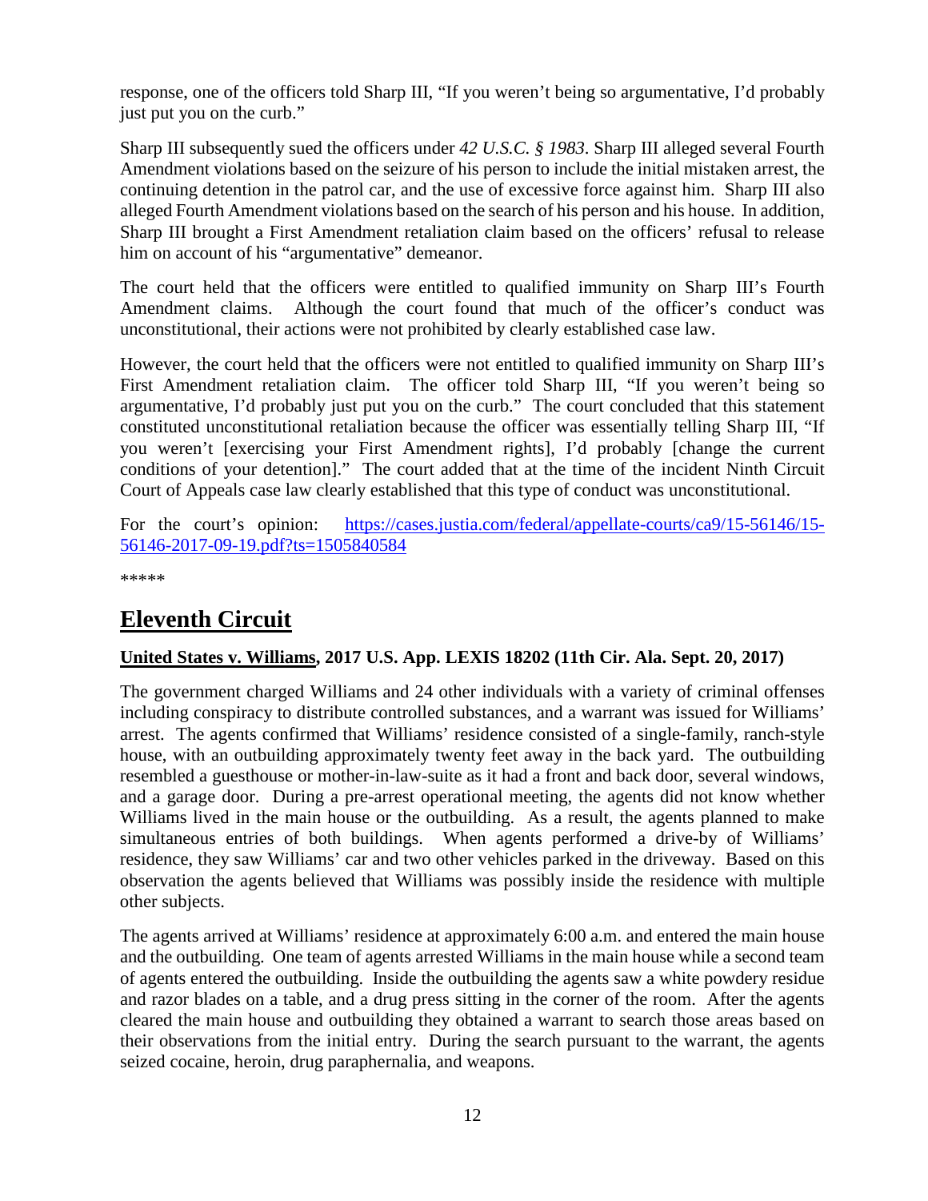response, one of the officers told Sharp III, "If you weren't being so argumentative, I'd probably just put you on the curb."

Sharp III subsequently sued the officers under *42 U.S.C. § 1983*. Sharp III alleged several Fourth Amendment violations based on the seizure of his person to include the initial mistaken arrest, the continuing detention in the patrol car, and the use of excessive force against him. Sharp III also alleged Fourth Amendment violations based on the search of his person and his house. In addition, Sharp III brought a First Amendment retaliation claim based on the officers' refusal to release him on account of his "argumentative" demeanor.

The court held that the officers were entitled to qualified immunity on Sharp III's Fourth Amendment claims. Although the court found that much of the officer's conduct was unconstitutional, their actions were not prohibited by clearly established case law.

However, the court held that the officers were not entitled to qualified immunity on Sharp III's First Amendment retaliation claim. The officer told Sharp III, "If you weren't being so argumentative, I'd probably just put you on the curb." The court concluded that this statement constituted unconstitutional retaliation because the officer was essentially telling Sharp III, "If you weren't [exercising your First Amendment rights], I'd probably [change the current conditions of your detention]." The court added that at the time of the incident Ninth Circuit Court of Appeals case law clearly established that this type of conduct was unconstitutional.

For the court's opinion: [https://cases.justia.com/federal/appellate-courts/ca9/15-56146/15-56146-2017-09-19.pdf?ts=1505840584](https://cases.justia.com/federal/appellate-courts/ca9/15-56146/15-56146-2017-09-19.pdf?ts=1505840584)

*****

# Eleventh Circuit

**United States v. Williams, 2017 U.S. App. LEXIS 18202 (11th Cir. Ala. Sept. 20, 2017)**

The government charged Williams and 24 other individuals with a variety of criminal offenses including conspiracy to distribute controlled substances, and a warrant was issued for Williams' arrest. The agents confirmed that Williams' residence consisted of a single-family, ranch-style house, with an outbuilding approximately twenty feet away in the back yard. The outbuilding resembled a guesthouse or mother-in-law-suite as it had a front and back door, several windows, and a garage door. During a pre-arrest operational meeting, the agents did not know whether Williams lived in the main house or the outbuilding. As a result, the agents planned to make simultaneous entries of both buildings. When agents performed a drive-by of Williams' residence, they saw Williams' car and two other vehicles parked in the driveway. Based on this observation the agents believed that Williams was possibly inside the residence with multiple other subjects.

The agents arrived at Williams' residence at approximately 6:00 a.m. and entered the main house and the outbuilding. One team of agents arrested Williams in the main house while a second team of agents entered the outbuilding. Inside the outbuilding the agents saw a white powdery residue and razor blades on a table, and a drug press sitting in the corner of the room. After the agents cleared the main house and outbuilding they obtained a warrant to search those areas based on their observations from the initial entry. During the search pursuant to the warrant, the agents seized cocaine, heroin, drug paraphernalia, and weapons.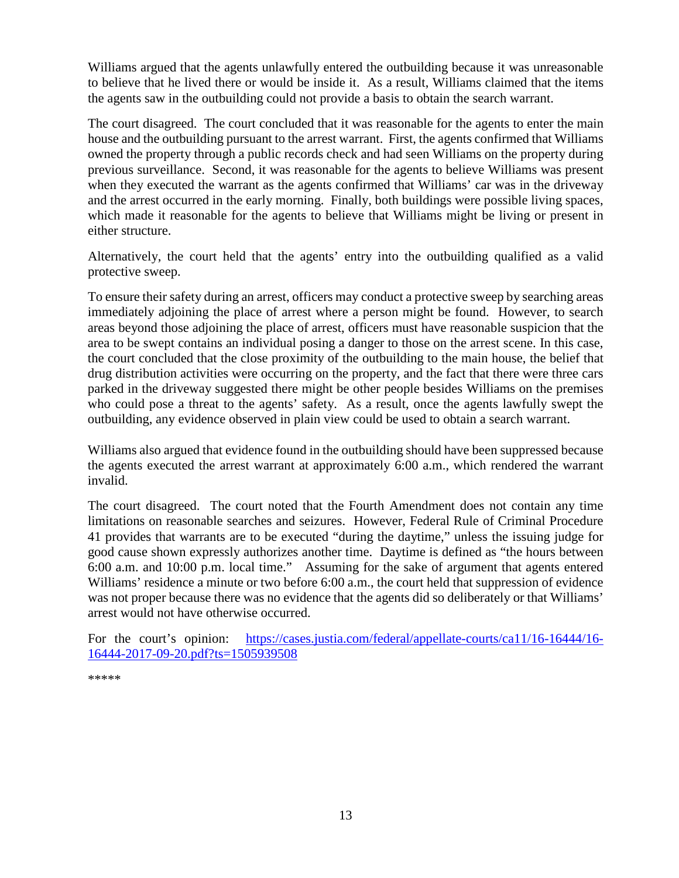Williams argued that the agents unlawfully entered the outbuilding because it was unreasonable to believe that he lived there or would be inside it. As a result, Williams claimed that the items the agents saw in the outbuilding could not provide a basis to obtain the search warrant.

The court disagreed. The court concluded that it was reasonable for the agents to enter the main house and the outbuilding pursuant to the arrest warrant. First, the agents confirmed that Williams owned the property through a public records check and had seen Williams on the property during previous surveillance. Second, it was reasonable for the agents to believe Williams was present when they executed the warrant as the agents confirmed that Williams' car was in the driveway and the arrest occurred in the early morning. Finally, both buildings were possible living spaces, which made it reasonable for the agents to believe that Williams might be living or present in either structure.

Alternatively, the court held that the agents' entry into the outbuilding qualified as a valid protective sweep.

To ensure their safety during an arrest, officers may conduct a protective sweep by searching areas immediately adjoining the place of arrest where a person might be found. However, to search areas beyond those adjoining the place of arrest, officers must have reasonable suspicion that the area to be swept contains an individual posing a danger to those on the arrest scene. In this case, the court concluded that the close proximity of the outbuilding to the main house, the belief that drug distribution activities were occurring on the property, and the fact that there were three cars parked in the driveway suggested there might be other people besides Williams on the premises who could pose a threat to the agents' safety. As a result, once the agents lawfully swept the outbuilding, any evidence observed in plain view could be used to obtain a search warrant.

Williams also argued that evidence found in the outbuilding should have been suppressed because the agents executed the arrest warrant at approximately 6:00 a.m., which rendered the warrant invalid.

The court disagreed. The court noted that the Fourth Amendment does not contain any time limitations on reasonable searches and seizures. However, Federal Rule of Criminal Procedure 41 provides that warrants are to be executed "during the daytime," unless the issuing judge for good cause shown expressly authorizes another time. Daytime is defined as "the hours between 6:00 a.m. and 10:00 p.m. local time." Assuming for the sake of argument that agents entered Williams' residence a minute or two before 6:00 a.m., the court held that suppression of evidence was not proper because there was no evidence that the agents did so deliberately or that Williams' arrest would not have otherwise occurred.

For the court's opinion: [https://cases.justia.com/federal/appellate-courts/ca11/16-16444/16-16444-2017-09-20.pdf?ts=1505939508](https://cases.justia.com/federal/appellate-courts/ca11/16-16444/16-16444-2017-09-20.pdf?ts=1505939508)

*****